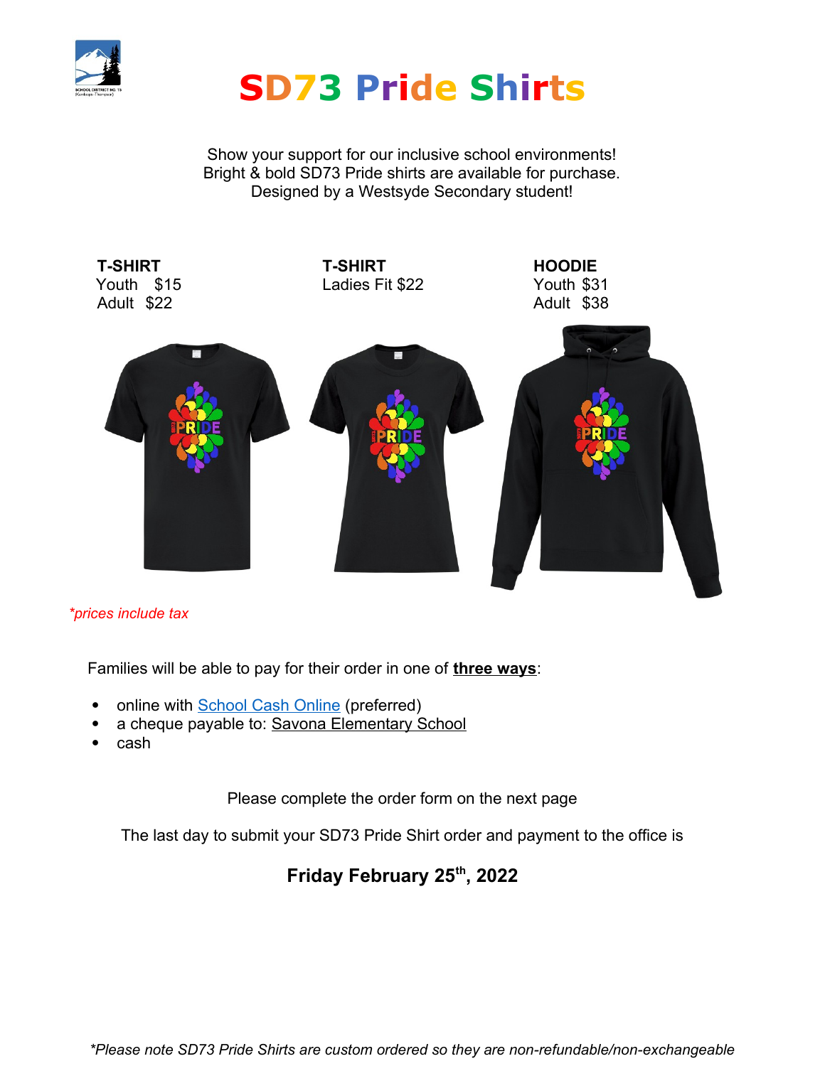# SD73 Pride Shirts

Show your support for our inclusive school environments!
Bright & bold SD73 Pride shirts are available for purchase.
Designed by a Westsyde Secondary student!

| T-SHIRT | T-SHIRT | HOODIE |
| --- | --- | --- |
| Youth $15 | Ladies Fit $22 | Youth $31 |
| Adult $22 | | Adult $38 |

*\*prices include tax*

Families will be able to pay for their order in one of **three ways**:

- online with [School Cash Online]() (preferred)
- a cheque payable to: Savona Elementary School
- cash

Please complete the order form on the next page

The last day to submit your SD73 Pride Shirt order and payment to the office is

**Friday February 25th, 2022**

*\*Please note SD73 Pride Shirts are custom ordered so they are non-refundable/non-exchangeable*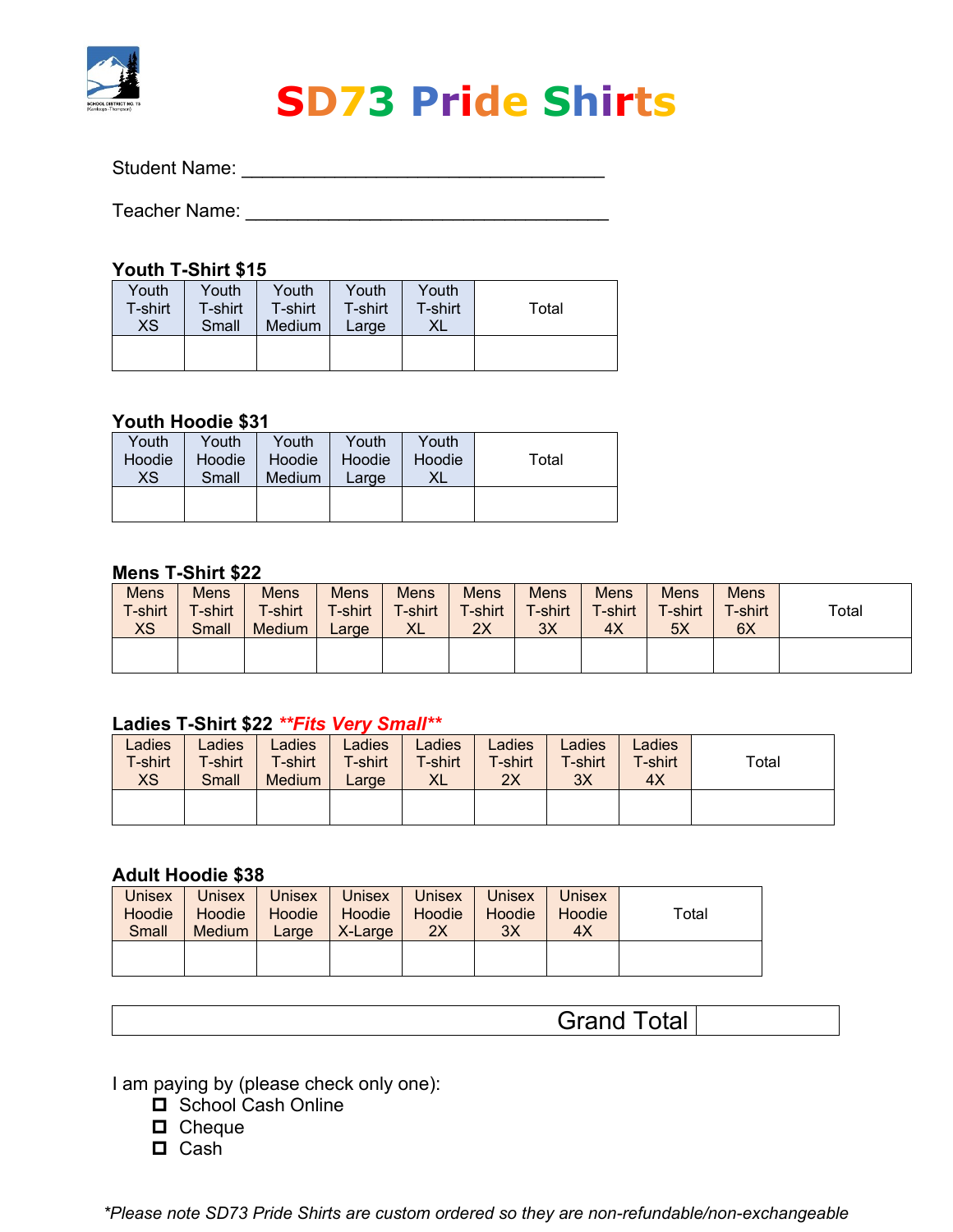# SD73 Pride Shirts

Student Name: ___________________________________

Teacher Name: ___________________________________

**Youth T-Shirt $15**

| Youth T-shirt XS | Youth T-shirt Small | Youth T-shirt Medium | Youth T-shirt Large | Youth T-shirt XL | Total |
|---|---|---|---|---|---|
| | | | | | |

**Youth Hoodie $31**

| Youth Hoodie XS | Youth Hoodie Small | Youth Hoodie Medium | Youth Hoodie Large | Youth Hoodie XL | Total |
|---|---|---|---|---|---|
| | | | | | |

**Mens T-Shirt $22**

| Mens T-shirt XS | Mens T-shirt Small | Mens T-shirt Medium | Mens T-shirt Large | Mens T-shirt XL | Mens T-shirt 2X | Mens T-shirt 3X | Mens T-shirt 4X | Mens T-shirt 5X | Mens T-shirt 6X | Total |
|---|---|---|---|---|---|---|---|---|---|---|
| | | | | | | | | | | |

**Ladies T-Shirt $22** ***\*\*Fits Very Small\*\****

| Ladies T-shirt XS | Ladies T-shirt Small | Ladies T-shirt Medium | Ladies T-shirt Large | Ladies T-shirt XL | Ladies T-shirt 2X | Ladies T-shirt 3X | Ladies T-shirt 4X | Total |
|---|---|---|---|---|---|---|---|---|
| | | | | | | | | |

**Adult Hoodie $38**

| Unisex Hoodie Small | Unisex Hoodie Medium | Unisex Hoodie Large | Unisex Hoodie X-Large | Unisex Hoodie 2X | Unisex Hoodie 3X | Unisex Hoodie 4X | Total |
|---|---|---|---|---|---|---|---|
| | | | | | | | |

| | |
|---|---|
| Grand Total | |

I am paying by (please check only one):

- ☐ School Cash Online
- ☐ Cheque
- ☐ Cash

*\*Please note SD73 Pride Shirts are custom ordered so they are non-refundable/non-exchangeable*